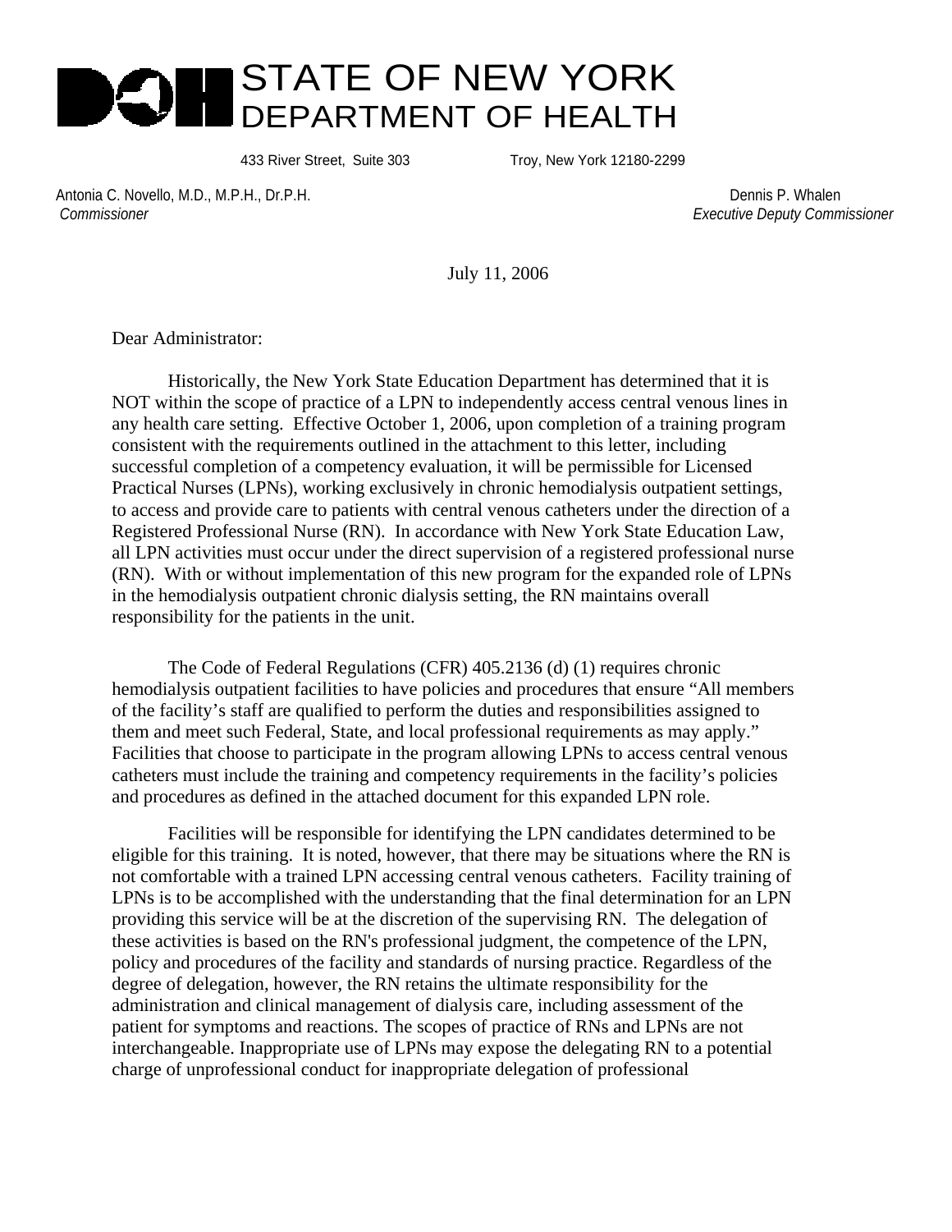# STATE OF NEW YORK
## DEPARTMENT OF HEALTH

433 River Street, Suite 303 Troy, New York 12180-2299

Antonia C. Novello, M.D., M.P.H., Dr.P.H.
*Commissioner*

Dennis P. Whalen
*Executive Deputy Commissioner*

July 11, 2006

Dear Administrator:

Historically, the New York State Education Department has determined that it is NOT within the scope of practice of a LPN to independently access central venous lines in any health care setting. Effective October 1, 2006, upon completion of a training program consistent with the requirements outlined in the attachment to this letter, including successful completion of a competency evaluation, it will be permissible for Licensed Practical Nurses (LPNs), working exclusively in chronic hemodialysis outpatient settings, to access and provide care to patients with central venous catheters under the direction of a Registered Professional Nurse (RN). In accordance with New York State Education Law, all LPN activities must occur under the direct supervision of a registered professional nurse (RN). With or without implementation of this new program for the expanded role of LPNs in the hemodialysis outpatient chronic dialysis setting, the RN maintains overall responsibility for the patients in the unit.

The Code of Federal Regulations (CFR) 405.2136 (d) (1) requires chronic hemodialysis outpatient facilities to have policies and procedures that ensure "All members of the facility's staff are qualified to perform the duties and responsibilities assigned to them and meet such Federal, State, and local professional requirements as may apply." Facilities that choose to participate in the program allowing LPNs to access central venous catheters must include the training and competency requirements in the facility's policies and procedures as defined in the attached document for this expanded LPN role.

Facilities will be responsible for identifying the LPN candidates determined to be eligible for this training. It is noted, however, that there may be situations where the RN is not comfortable with a trained LPN accessing central venous catheters. Facility training of LPNs is to be accomplished with the understanding that the final determination for an LPN providing this service will be at the discretion of the supervising RN. The delegation of these activities is based on the RN's professional judgment, the competence of the LPN, policy and procedures of the facility and standards of nursing practice. Regardless of the degree of delegation, however, the RN retains the ultimate responsibility for the administration and clinical management of dialysis care, including assessment of the patient for symptoms and reactions. The scopes of practice of RNs and LPNs are not interchangeable. Inappropriate use of LPNs may expose the delegating RN to a potential charge of unprofessional conduct for inappropriate delegation of professional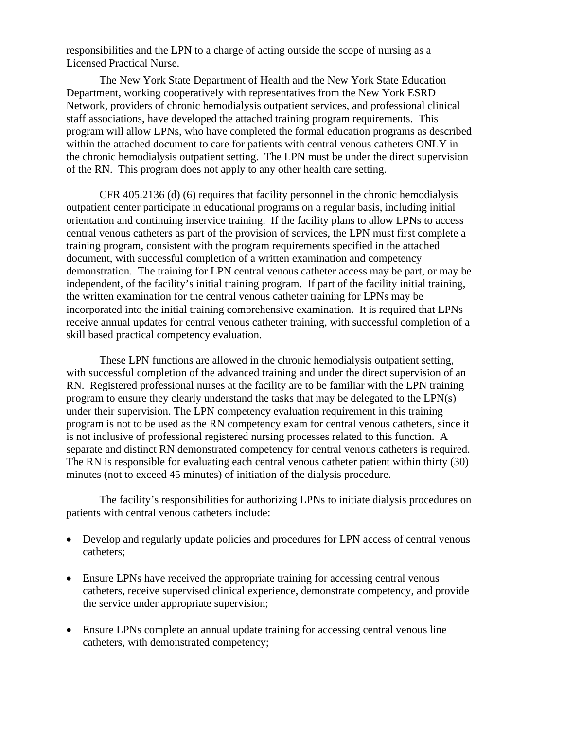responsibilities and the LPN to a charge of acting outside the scope of nursing as a Licensed Practical Nurse.

The New York State Department of Health and the New York State Education Department, working cooperatively with representatives from the New York ESRD Network, providers of chronic hemodialysis outpatient services, and professional clinical staff associations, have developed the attached training program requirements. This program will allow LPNs, who have completed the formal education programs as described within the attached document to care for patients with central venous catheters ONLY in the chronic hemodialysis outpatient setting. The LPN must be under the direct supervision of the RN. This program does not apply to any other health care setting.

CFR 405.2136 (d) (6) requires that facility personnel in the chronic hemodialysis outpatient center participate in educational programs on a regular basis, including initial orientation and continuing inservice training. If the facility plans to allow LPNs to access central venous catheters as part of the provision of services, the LPN must first complete a training program, consistent with the program requirements specified in the attached document, with successful completion of a written examination and competency demonstration. The training for LPN central venous catheter access may be part, or may be independent, of the facility's initial training program. If part of the facility initial training, the written examination for the central venous catheter training for LPNs may be incorporated into the initial training comprehensive examination. It is required that LPNs receive annual updates for central venous catheter training, with successful completion of a skill based practical competency evaluation.

These LPN functions are allowed in the chronic hemodialysis outpatient setting, with successful completion of the advanced training and under the direct supervision of an RN. Registered professional nurses at the facility are to be familiar with the LPN training program to ensure they clearly understand the tasks that may be delegated to the LPN(s) under their supervision. The LPN competency evaluation requirement in this training program is not to be used as the RN competency exam for central venous catheters, since it is not inclusive of professional registered nursing processes related to this function. A separate and distinct RN demonstrated competency for central venous catheters is required. The RN is responsible for evaluating each central venous catheter patient within thirty (30) minutes (not to exceed 45 minutes) of initiation of the dialysis procedure.

The facility's responsibilities for authorizing LPNs to initiate dialysis procedures on patients with central venous catheters include:

- Develop and regularly update policies and procedures for LPN access of central venous catheters;

- Ensure LPNs have received the appropriate training for accessing central venous catheters, receive supervised clinical experience, demonstrate competency, and provide the service under appropriate supervision;

- Ensure LPNs complete an annual update training for accessing central venous line catheters, with demonstrated competency;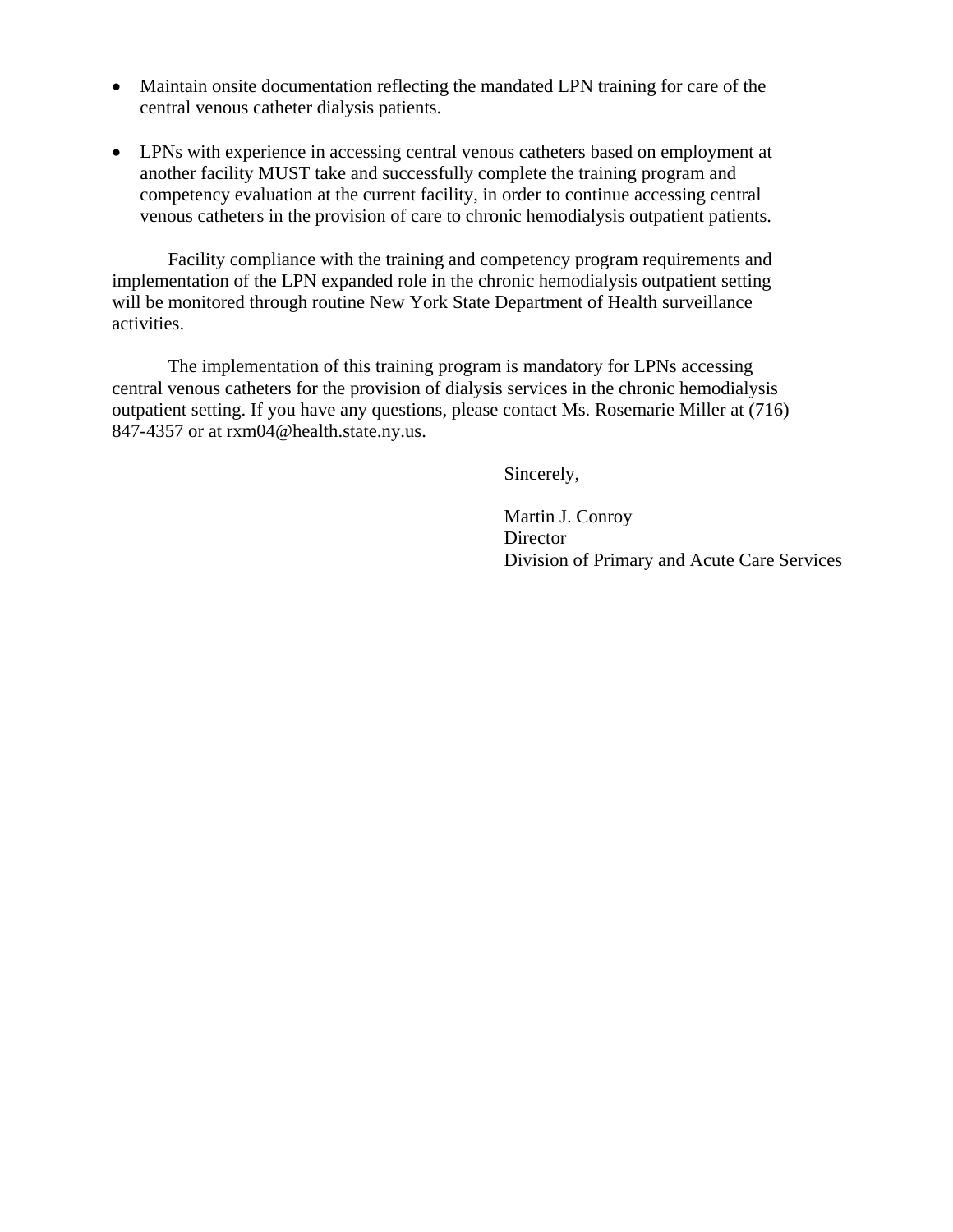- Maintain onsite documentation reflecting the mandated LPN training for care of the central venous catheter dialysis patients.

- LPNs with experience in accessing central venous catheters based on employment at another facility MUST take and successfully complete the training program and competency evaluation at the current facility, in order to continue accessing central venous catheters in the provision of care to chronic hemodialysis outpatient patients.

Facility compliance with the training and competency program requirements and implementation of the LPN expanded role in the chronic hemodialysis outpatient setting will be monitored through routine New York State Department of Health surveillance activities.

The implementation of this training program is mandatory for LPNs accessing central venous catheters for the provision of dialysis services in the chronic hemodialysis outpatient setting. If you have any questions, please contact Ms. Rosemarie Miller at (716) 847-4357 or at rxm04@health.state.ny.us.

Sincerely,

Martin J. Conroy
Director
Division of Primary and Acute Care Services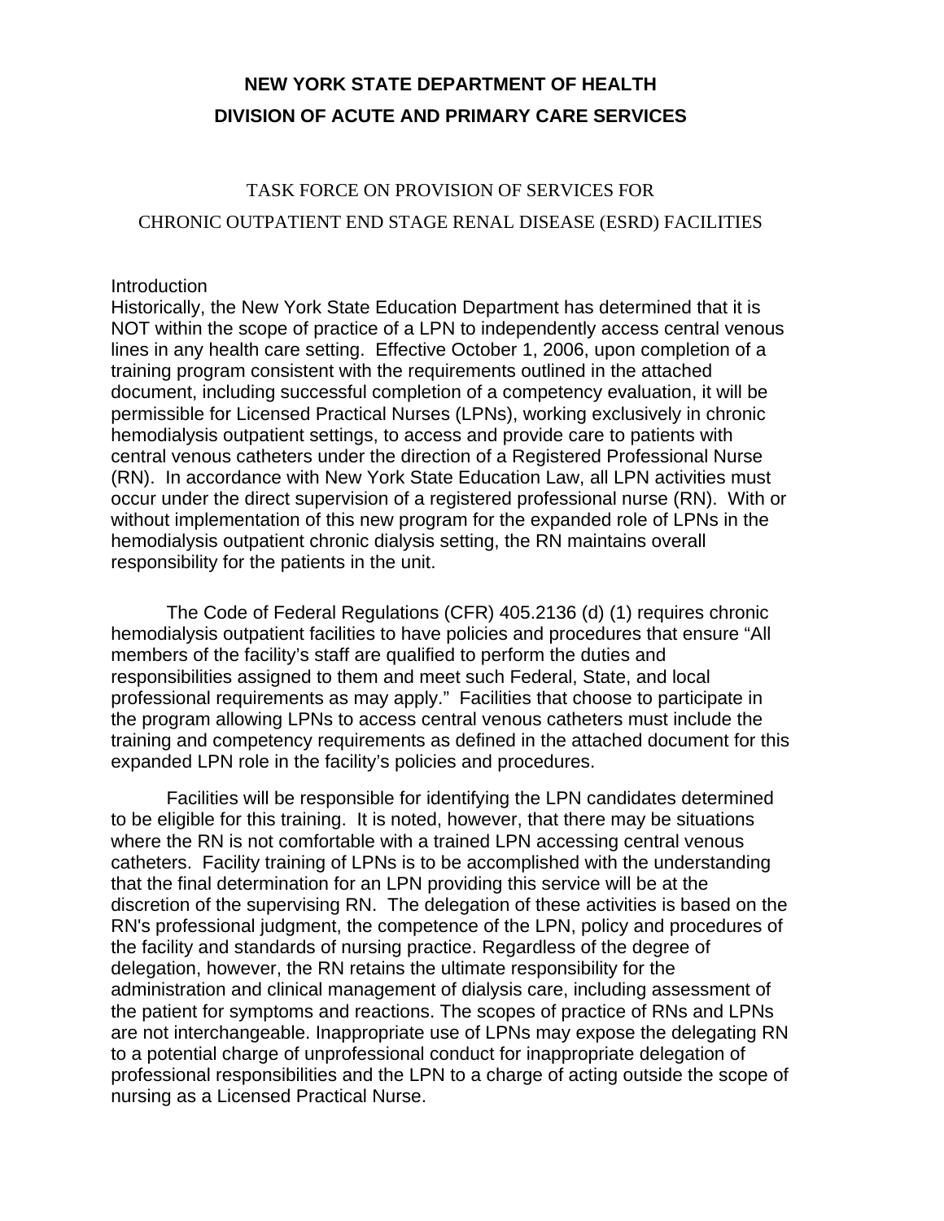**NEW YORK STATE DEPARTMENT OF HEALTH**

**DIVISION OF ACUTE AND PRIMARY CARE SERVICES**

TASK FORCE ON PROVISION OF SERVICES FOR

CHRONIC OUTPATIENT END STAGE RENAL DISEASE (ESRD) FACILITIES

Introduction

Historically, the New York State Education Department has determined that it is NOT within the scope of practice of a LPN to independently access central venous lines in any health care setting. Effective October 1, 2006, upon completion of a training program consistent with the requirements outlined in the attached document, including successful completion of a competency evaluation, it will be permissible for Licensed Practical Nurses (LPNs), working exclusively in chronic hemodialysis outpatient settings, to access and provide care to patients with central venous catheters under the direction of a Registered Professional Nurse (RN). In accordance with New York State Education Law, all LPN activities must occur under the direct supervision of a registered professional nurse (RN). With or without implementation of this new program for the expanded role of LPNs in the hemodialysis outpatient chronic dialysis setting, the RN maintains overall responsibility for the patients in the unit.

The Code of Federal Regulations (CFR) 405.2136 (d) (1) requires chronic hemodialysis outpatient facilities to have policies and procedures that ensure "All members of the facility's staff are qualified to perform the duties and responsibilities assigned to them and meet such Federal, State, and local professional requirements as may apply." Facilities that choose to participate in the program allowing LPNs to access central venous catheters must include the training and competency requirements as defined in the attached document for this expanded LPN role in the facility's policies and procedures.

Facilities will be responsible for identifying the LPN candidates determined to be eligible for this training. It is noted, however, that there may be situations where the RN is not comfortable with a trained LPN accessing central venous catheters. Facility training of LPNs is to be accomplished with the understanding that the final determination for an LPN providing this service will be at the discretion of the supervising RN. The delegation of these activities is based on the RN's professional judgment, the competence of the LPN, policy and procedures of the facility and standards of nursing practice. Regardless of the degree of delegation, however, the RN retains the ultimate responsibility for the administration and clinical management of dialysis care, including assessment of the patient for symptoms and reactions. The scopes of practice of RNs and LPNs are not interchangeable. Inappropriate use of LPNs may expose the delegating RN to a potential charge of unprofessional conduct for inappropriate delegation of professional responsibilities and the LPN to a charge of acting outside the scope of nursing as a Licensed Practical Nurse.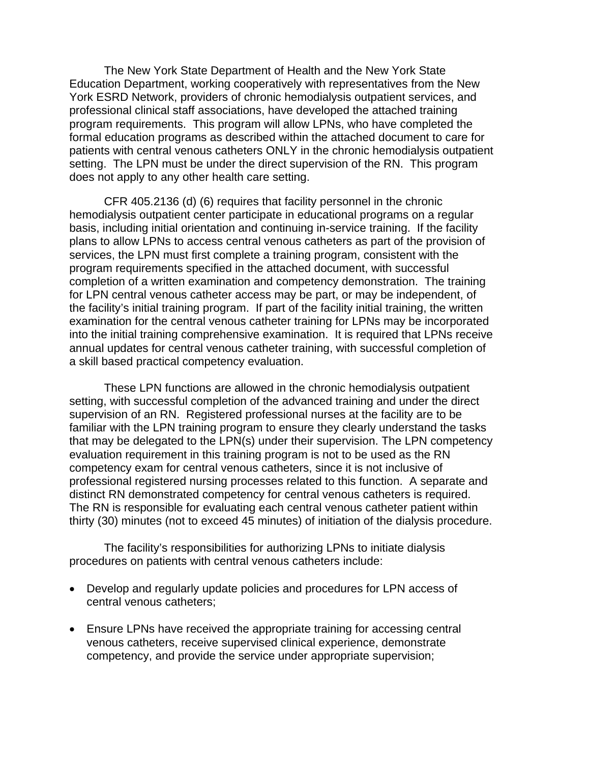The New York State Department of Health and the New York State Education Department, working cooperatively with representatives from the New York ESRD Network, providers of chronic hemodialysis outpatient services, and professional clinical staff associations, have developed the attached training program requirements. This program will allow LPNs, who have completed the formal education programs as described within the attached document to care for patients with central venous catheters ONLY in the chronic hemodialysis outpatient setting. The LPN must be under the direct supervision of the RN. This program does not apply to any other health care setting.

CFR 405.2136 (d) (6) requires that facility personnel in the chronic hemodialysis outpatient center participate in educational programs on a regular basis, including initial orientation and continuing in-service training. If the facility plans to allow LPNs to access central venous catheters as part of the provision of services, the LPN must first complete a training program, consistent with the program requirements specified in the attached document, with successful completion of a written examination and competency demonstration. The training for LPN central venous catheter access may be part, or may be independent, of the facility's initial training program. If part of the facility initial training, the written examination for the central venous catheter training for LPNs may be incorporated into the initial training comprehensive examination. It is required that LPNs receive annual updates for central venous catheter training, with successful completion of a skill based practical competency evaluation.

These LPN functions are allowed in the chronic hemodialysis outpatient setting, with successful completion of the advanced training and under the direct supervision of an RN. Registered professional nurses at the facility are to be familiar with the LPN training program to ensure they clearly understand the tasks that may be delegated to the LPN(s) under their supervision. The LPN competency evaluation requirement in this training program is not to be used as the RN competency exam for central venous catheters, since it is not inclusive of professional registered nursing processes related to this function. A separate and distinct RN demonstrated competency for central venous catheters is required. The RN is responsible for evaluating each central venous catheter patient within thirty (30) minutes (not to exceed 45 minutes) of initiation of the dialysis procedure.

The facility's responsibilities for authorizing LPNs to initiate dialysis procedures on patients with central venous catheters include:

- Develop and regularly update policies and procedures for LPN access of central venous catheters;

- Ensure LPNs have received the appropriate training for accessing central venous catheters, receive supervised clinical experience, demonstrate competency, and provide the service under appropriate supervision;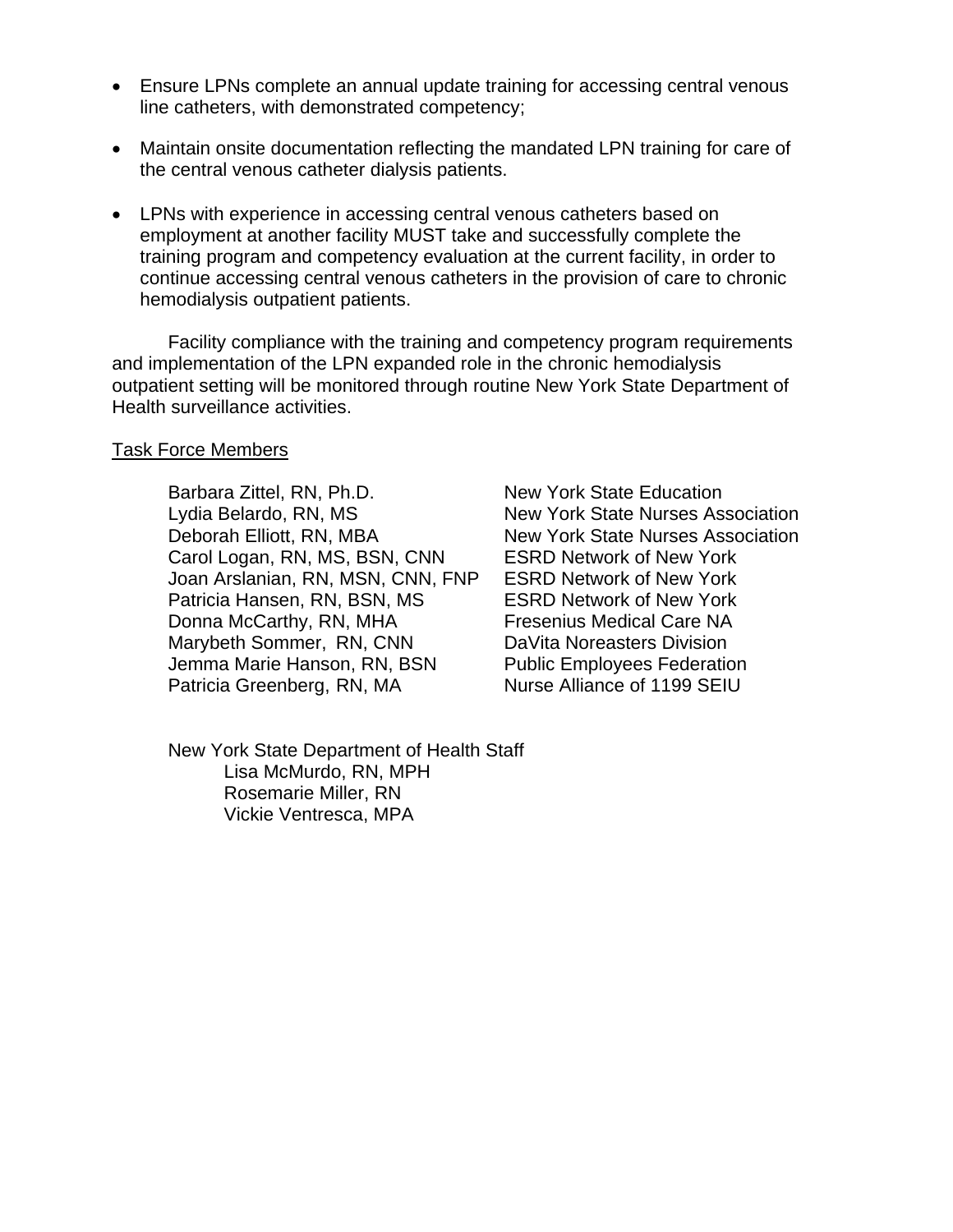- Ensure LPNs complete an annual update training for accessing central venous line catheters, with demonstrated competency;

- Maintain onsite documentation reflecting the mandated LPN training for care of the central venous catheter dialysis patients.

- LPNs with experience in accessing central venous catheters based on employment at another facility MUST take and successfully complete the training program and competency evaluation at the current facility, in order to continue accessing central venous catheters in the provision of care to chronic hemodialysis outpatient patients.

Facility compliance with the training and competency program requirements and implementation of the LPN expanded role in the chronic hemodialysis outpatient setting will be monitored through routine New York State Department of Health surveillance activities.

<u>Task Force Members</u>

| | |
|---|---|
| Barbara Zittel, RN, Ph.D. | New York State Education |
| Lydia Belardo, RN, MS | New York State Nurses Association |
| Deborah Elliott, RN, MBA | New York State Nurses Association |
| Carol Logan, RN, MS, BSN, CNN | ESRD Network of New York |
| Joan Arslanian, RN, MSN, CNN, FNP | ESRD Network of New York |
| Patricia Hansen, RN, BSN, MS | ESRD Network of New York |
| Donna McCarthy, RN, MHA | Fresenius Medical Care NA |
| Marybeth Sommer, RN, CNN | DaVita Noreasters Division |
| Jemma Marie Hanson, RN, BSN | Public Employees Federation |
| Patricia Greenberg, RN, MA | Nurse Alliance of 1199 SEIU |

New York State Department of Health Staff

Lisa McMurdo, RN, MPH
Rosemarie Miller, RN
Vickie Ventresca, MPA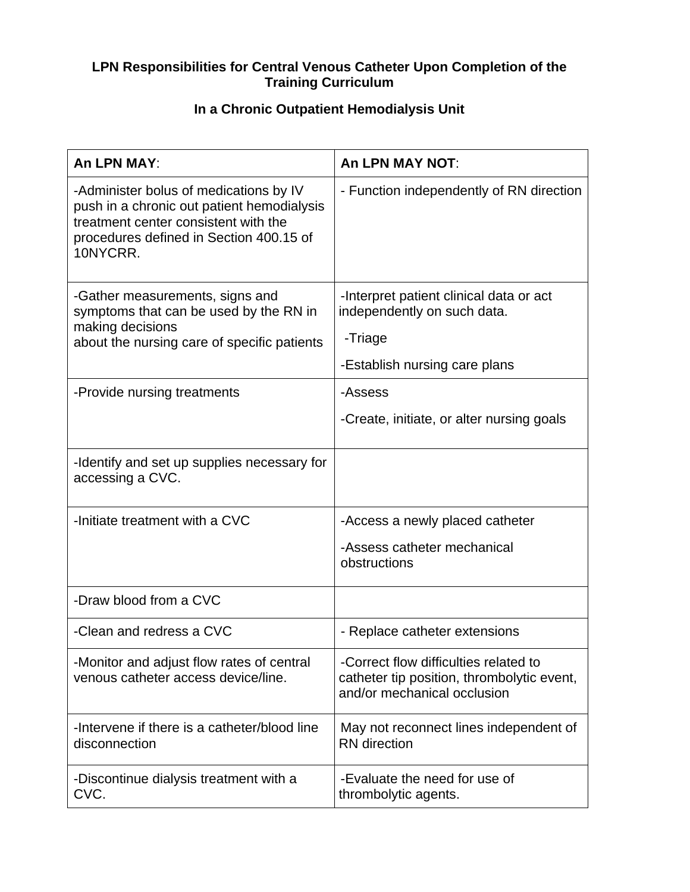**LPN Responsibilities for Central Venous Catheter Upon Completion of the Training Curriculum**

**In a Chronic Outpatient Hemodialysis Unit**

| **An LPN MAY**: | **An LPN MAY NOT**: |
|---|---|
| -Administer bolus of medications by IV push in a chronic out patient hemodialysis treatment center consistent with the procedures defined in Section 400.15 of 10NYCRR. | - Function independently of RN direction |
| -Gather measurements, signs and symptoms that can be used by the RN in making decisions about the nursing care of specific patients | -Interpret patient clinical data or act independently on such data.<br>-Triage<br>-Establish nursing care plans |
| -Provide nursing treatments | -Assess<br>-Create, initiate, or alter nursing goals |
| -Identify and set up supplies necessary for accessing a CVC. | |
| -Initiate treatment with a CVC | -Access a newly placed catheter<br>-Assess catheter mechanical obstructions |
| -Draw blood from a CVC | |
| -Clean and redress a CVC | - Replace catheter extensions |
| -Monitor and adjust flow rates of central venous catheter access device/line. | -Correct flow difficulties related to catheter tip position, thrombolytic event, and/or mechanical occlusion |
| -Intervene if there is a catheter/blood line disconnection | May not reconnect lines independent of RN direction |
| -Discontinue dialysis treatment with a CVC. | -Evaluate the need for use of thrombolytic agents. |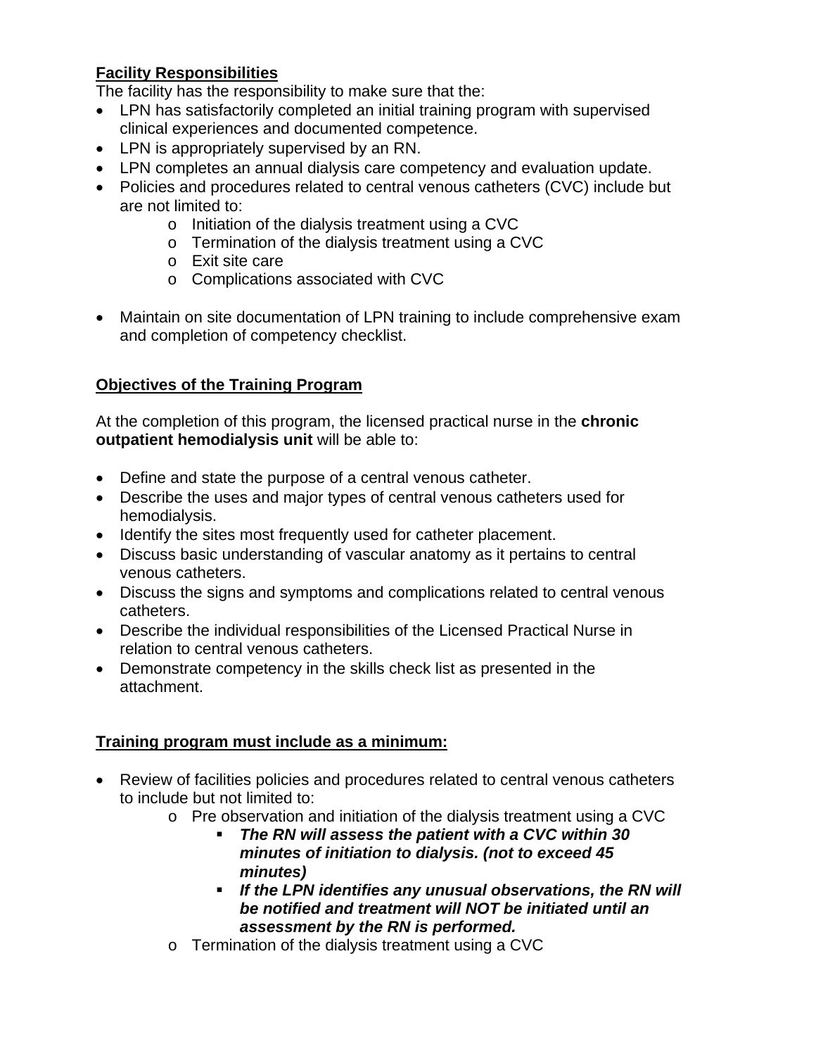**Facility Responsibilities**
The facility has the responsibility to make sure that the:

- LPN has satisfactorily completed an initial training program with supervised clinical experiences and documented competence.
- LPN is appropriately supervised by an RN.
- LPN completes an annual dialysis care competency and evaluation update.
- Policies and procedures related to central venous catheters (CVC) include but are not limited to:
    - Initiation of the dialysis treatment using a CVC
    - Termination of the dialysis treatment using a CVC
    - Exit site care
    - Complications associated with CVC

- Maintain on site documentation of LPN training to include comprehensive exam and completion of competency checklist.

**Objectives of the Training Program**

At the completion of this program, the licensed practical nurse in the **chronic outpatient hemodialysis unit** will be able to:

- Define and state the purpose of a central venous catheter.
- Describe the uses and major types of central venous catheters used for hemodialysis.
- Identify the sites most frequently used for catheter placement.
- Discuss basic understanding of vascular anatomy as it pertains to central venous catheters.
- Discuss the signs and symptoms and complications related to central venous catheters.
- Describe the individual responsibilities of the Licensed Practical Nurse in relation to central venous catheters.
- Demonstrate competency in the skills check list as presented in the attachment.

**Training program must include as a minimum:**

- Review of facilities policies and procedures related to central venous catheters to include but not limited to:
    - Pre observation and initiation of the dialysis treatment using a CVC
        - ***The RN will assess the patient with a CVC within 30 minutes of initiation to dialysis. (not to exceed 45 minutes)***
        - ***If the LPN identifies any unusual observations, the RN will be notified and treatment will NOT be initiated until an assessment by the RN is performed.***
    - Termination of the dialysis treatment using a CVC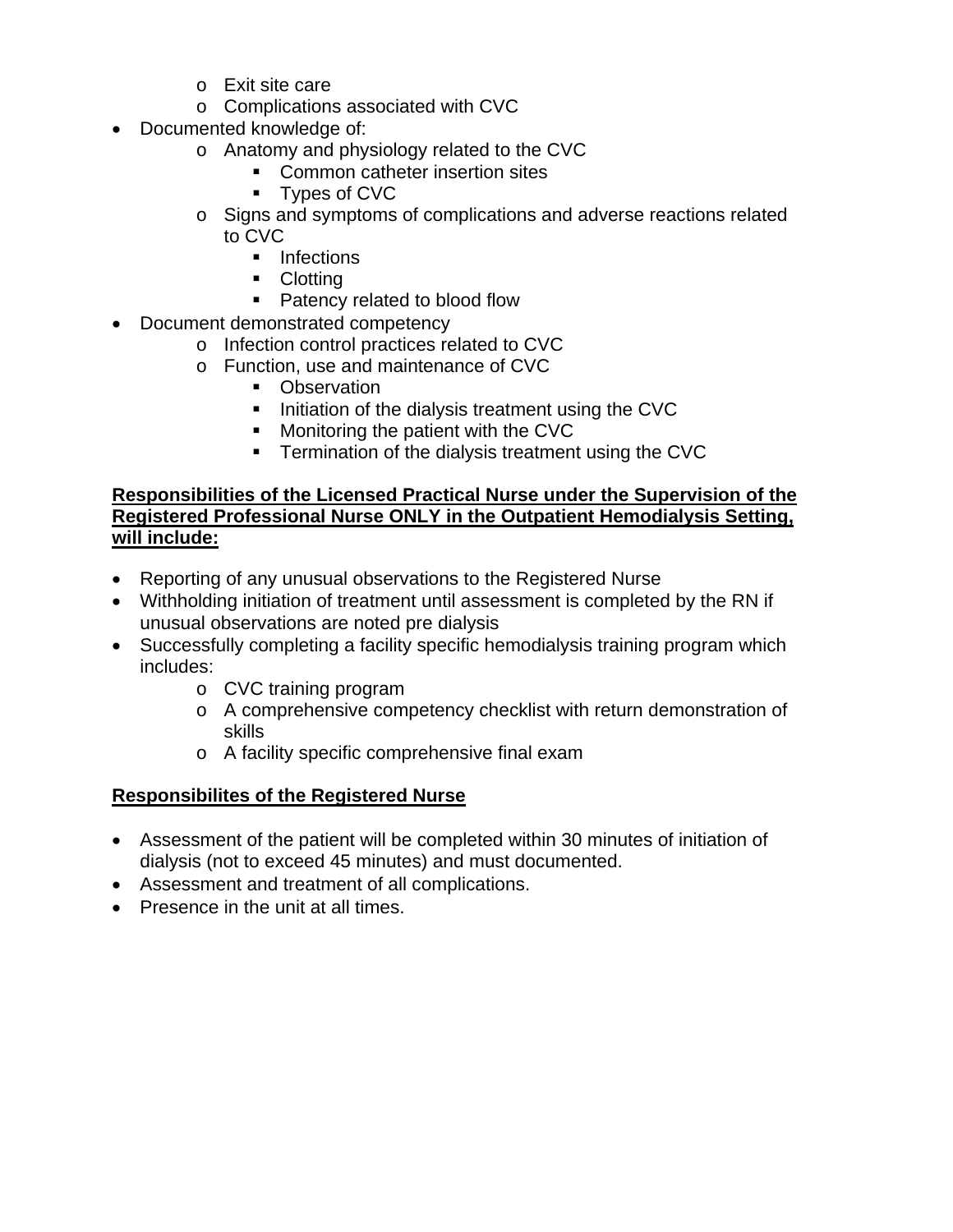- Exit site care
  - Complications associated with CVC
- Documented knowledge of:
  - Anatomy and physiology related to the CVC
    - Common catheter insertion sites
    - Types of CVC
  - Signs and symptoms of complications and adverse reactions related to CVC
    - Infections
    - Clotting
    - Patency related to blood flow
- Document demonstrated competency
  - Infection control practices related to CVC
  - Function, use and maintenance of CVC
    - Observation
    - Initiation of the dialysis treatment using the CVC
    - Monitoring the patient with the CVC
    - Termination of the dialysis treatment using the CVC

**Responsibilities of the Licensed Practical Nurse under the Supervision of the Registered Professional Nurse ONLY in the Outpatient Hemodialysis Setting, will include:**

- Reporting of any unusual observations to the Registered Nurse
- Withholding initiation of treatment until assessment is completed by the RN if unusual observations are noted pre dialysis
- Successfully completing a facility specific hemodialysis training program which includes:
  - CVC training program
  - A comprehensive competency checklist with return demonstration of skills
  - A facility specific comprehensive final exam

**Responsibilites of the Registered Nurse**

- Assessment of the patient will be completed within 30 minutes of initiation of dialysis (not to exceed 45 minutes) and must documented.
- Assessment and treatment of all complications.
- Presence in the unit at all times.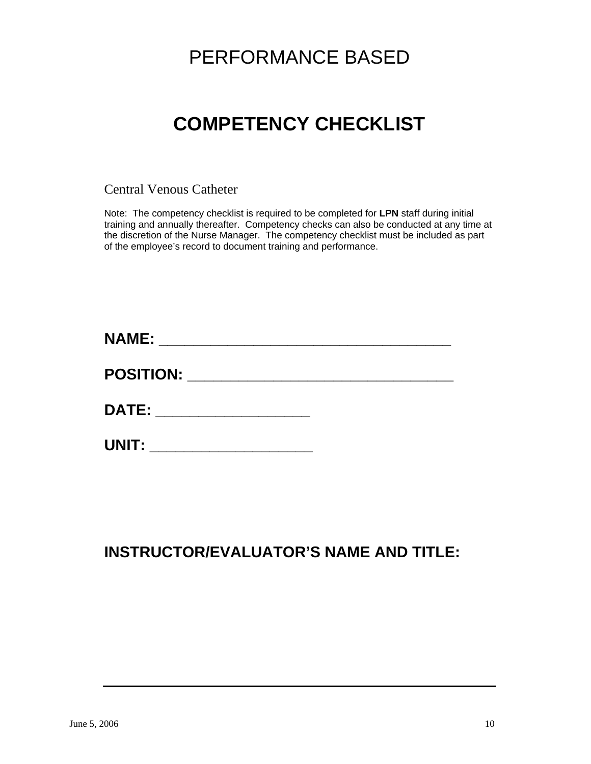# PERFORMANCE BASED

# COMPETENCY CHECKLIST

Central Venous Catheter

Note: The competency checklist is required to be completed for **LPN** staff during initial training and annually thereafter. Competency checks can also be conducted at any time at the discretion of the Nurse Manager. The competency checklist must be included as part of the employee's record to document training and performance.

**NAME:** ______________________________________

**POSITION:** ___________________________________

**DATE:** ____________________

**UNIT:** _____________________

**INSTRUCTOR/EVALUATOR'S NAME AND TITLE:**

___________________________________________________________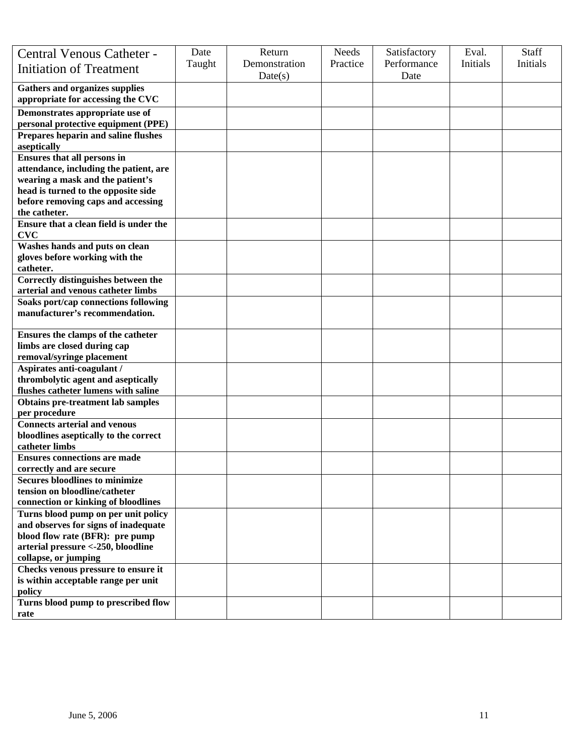| Central Venous Catheter - Initiation of Treatment | Date Taught | Return Demonstration Date(s) | Needs Practice | Satisfactory Performance Date | Eval. Initials | Staff Initials |
|---|---|---|---|---|---|---|
| **Gathers and organizes supplies appropriate for accessing the CVC** | | | | | | |
| **Demonstrates appropriate use of personal protective equipment (PPE)** | | | | | | |
| **Prepares heparin and saline flushes aseptically** | | | | | | |
| **Ensures that all persons in attendance, including the patient, are wearing a mask and the patient's head is turned to the opposite side before removing caps and accessing the catheter.** | | | | | | |
| **Ensure that a clean field is under the CVC** | | | | | | |
| **Washes hands and puts on clean gloves before working with the catheter.** | | | | | | |
| **Correctly distinguishes between the arterial and venous catheter limbs** | | | | | | |
| **Soaks port/cap connections following manufacturer's recommendation.** | | | | | | |
| **Ensures the clamps of the catheter limbs are closed during cap removal/syringe placement** | | | | | | |
| **Aspirates anti-coagulant / thrombolytic agent and aseptically flushes catheter lumens with saline** | | | | | | |
| **Obtains pre-treatment lab samples per procedure** | | | | | | |
| **Connects arterial and venous bloodlines aseptically to the correct catheter limbs** | | | | | | |
| **Ensures connections are made correctly and are secure** | | | | | | |
| **Secures bloodlines to minimize tension on bloodline/catheter connection or kinking of bloodlines** | | | | | | |
| **Turns blood pump on per unit policy and observes for signs of inadequate blood flow rate (BFR): pre pump arterial pressure <-250, bloodline collapse, or jumping** | | | | | | |
| **Checks venous pressure to ensure it is within acceptable range per unit policy** | | | | | | |
| **Turns blood pump to prescribed flow rate** | | | | | | |

June 5, 2006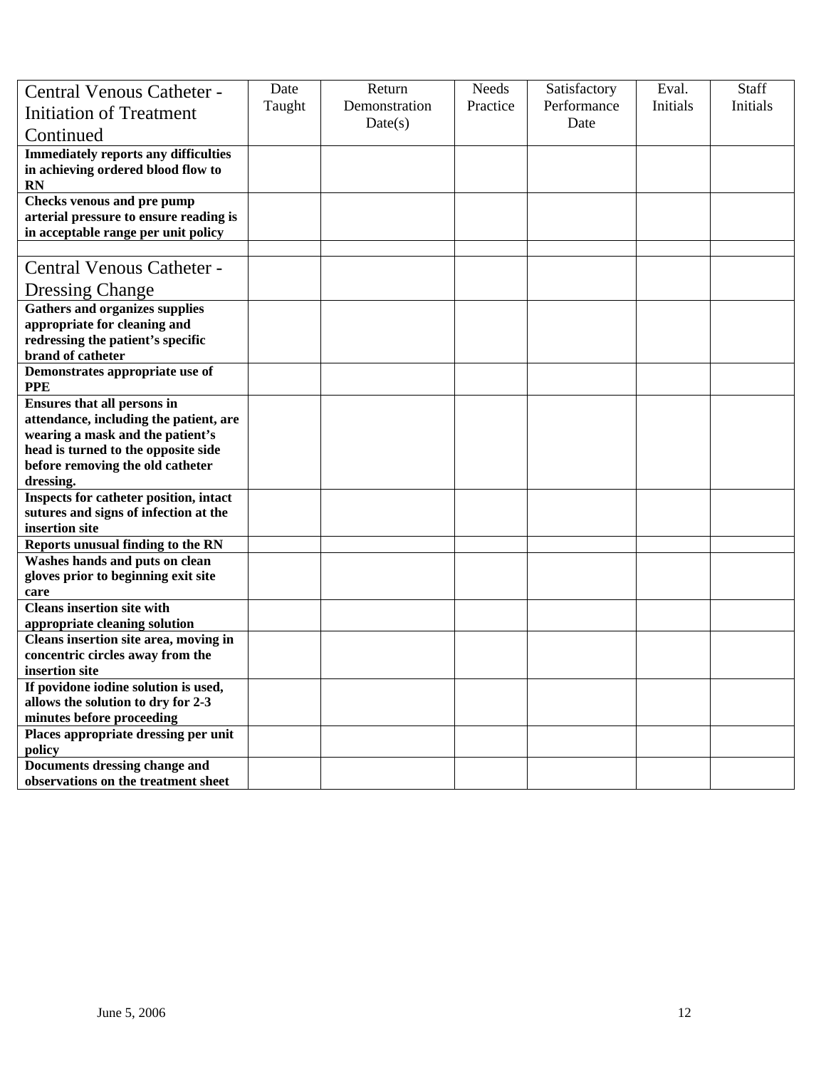| Central Venous Catheter - Initiation of Treatment Continued | Date Taught | Return Demonstration Date(s) | Needs Practice | Satisfactory Performance Date | Eval. Initials | Staff Initials |
|---|---|---|---|---|---|---|
| **Immediately reports any difficulties in achieving ordered blood flow to RN** | | | | | | |
| **Checks venous and pre pump arterial pressure to ensure reading is in acceptable range per unit policy** | | | | | | |
| | | | | | | |
| Central Venous Catheter - Dressing Change | | | | | | |
| **Gathers and organizes supplies appropriate for cleaning and redressing the patient's specific brand of catheter** | | | | | | |
| **Demonstrates appropriate use of PPE** | | | | | | |
| **Ensures that all persons in attendance, including the patient, are wearing a mask and the patient's head is turned to the opposite side before removing the old catheter dressing.** | | | | | | |
| **Inspects for catheter position, intact sutures and signs of infection at the insertion site** | | | | | | |
| **Reports unusual finding to the RN** | | | | | | |
| **Washes hands and puts on clean gloves prior to beginning exit site care** | | | | | | |
| **Cleans insertion site with appropriate cleaning solution** | | | | | | |
| **Cleans insertion site area, moving in concentric circles away from the insertion site** | | | | | | |
| **If povidone iodine solution is used, allows the solution to dry for 2-3 minutes before proceeding** | | | | | | |
| **Places appropriate dressing per unit policy** | | | | | | |
| **Documents dressing change and observations on the treatment sheet** | | | | | | |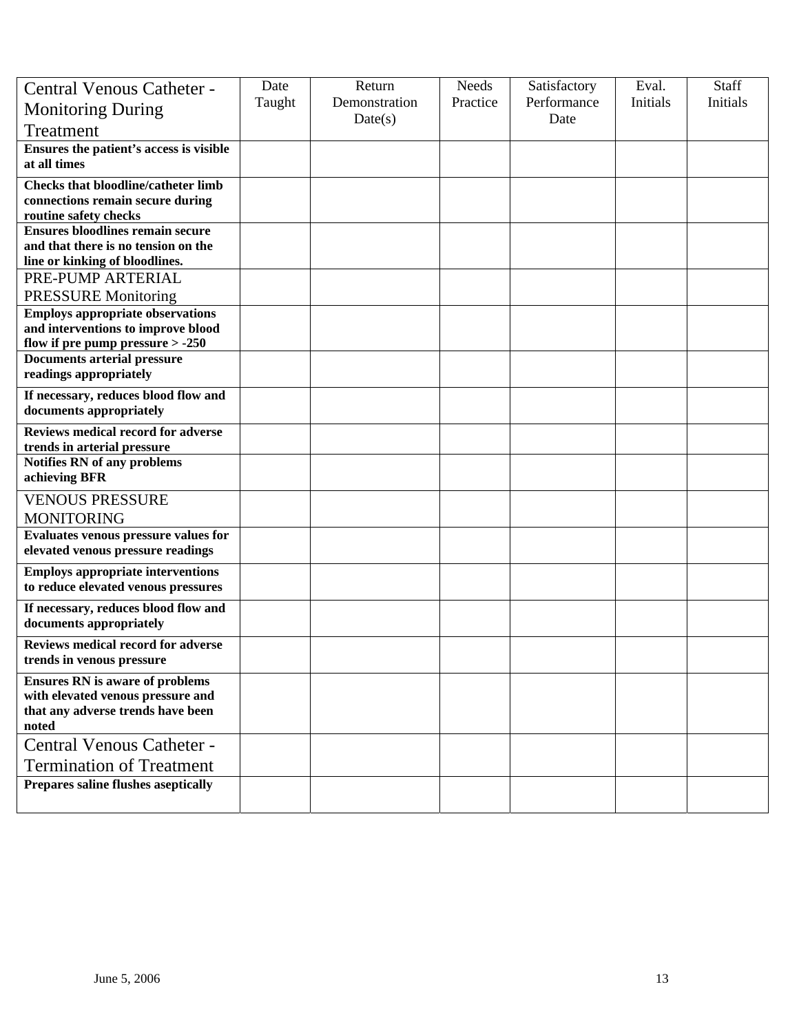| Central Venous Catheter - Monitoring During Treatment | Date Taught | Return Demonstration Date(s) | Needs Practice | Satisfactory Performance Date | Eval. Initials | Staff Initials |
|---|---|---|---|---|---|---|
| **Ensures the patient's access is visible at all times** | | | | | | |
| **Checks that bloodline/catheter limb connections remain secure during routine safety checks** | | | | | | |
| **Ensures bloodlines remain secure and that there is no tension on the line or kinking of bloodlines.** | | | | | | |
| PRE-PUMP ARTERIAL PRESSURE Monitoring | | | | | | |
| **Employs appropriate observations and interventions to improve blood flow if pre pump pressure > -250** | | | | | | |
| **Documents arterial pressure readings appropriately** | | | | | | |
| **If necessary, reduces blood flow and documents appropriately** | | | | | | |
| **Reviews medical record for adverse trends in arterial pressure** | | | | | | |
| **Notifies RN of any problems achieving BFR** | | | | | | |
| VENOUS PRESSURE MONITORING | | | | | | |
| **Evaluates venous pressure values for elevated venous pressure readings** | | | | | | |
| **Employs appropriate interventions to reduce elevated venous pressures** | | | | | | |
| **If necessary, reduces blood flow and documents appropriately** | | | | | | |
| **Reviews medical record for adverse trends in venous pressure** | | | | | | |
| **Ensures RN is aware of problems with elevated venous pressure and that any adverse trends have been noted** | | | | | | |
| Central Venous Catheter - Termination of Treatment | | | | | | |
| **Prepares saline flushes aseptically** | | | | | | |

June 5, 2006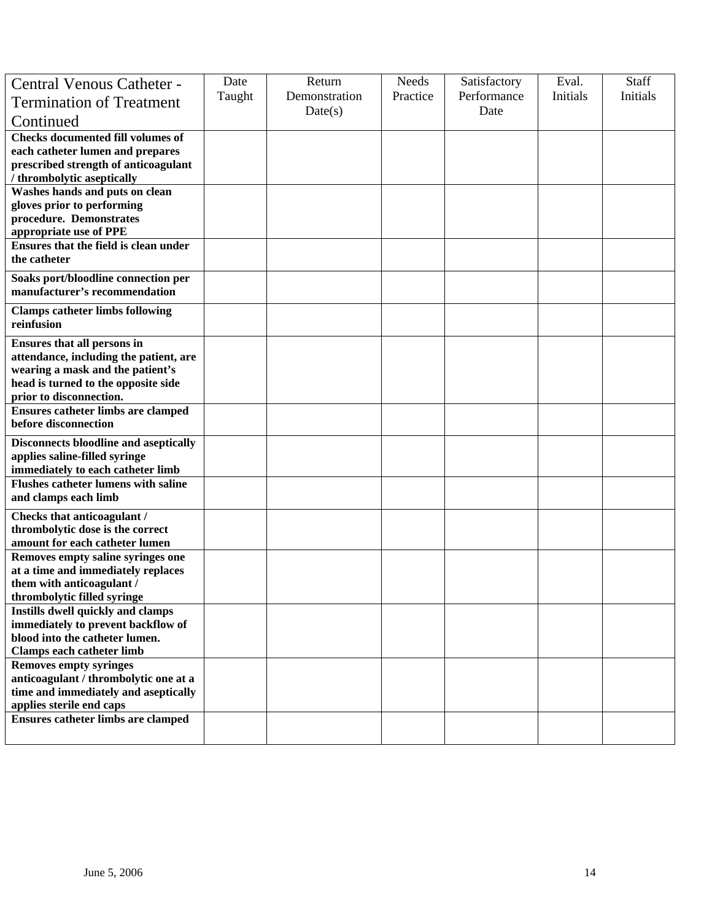| Central Venous Catheter - Termination of Treatment Continued | Date Taught | Return Demonstration Date(s) | Needs Practice | Satisfactory Performance Date | Eval. Initials | Staff Initials |
|---|---|---|---|---|---|---|
| **Checks documented fill volumes of each catheter lumen and prepares prescribed strength of anticoagulant / thrombolytic aseptically** | | | | | | |
| **Washes hands and puts on clean gloves prior to performing procedure. Demonstrates appropriate use of PPE** | | | | | | |
| **Ensures that the field is clean under the catheter** | | | | | | |
| **Soaks port/bloodline connection per manufacturer's recommendation** | | | | | | |
| **Clamps catheter limbs following reinfusion** | | | | | | |
| **Ensures that all persons in attendance, including the patient, are wearing a mask and the patient's head is turned to the opposite side prior to disconnection.** | | | | | | |
| **Ensures catheter limbs are clamped before disconnection** | | | | | | |
| **Disconnects bloodline and aseptically applies saline-filled syringe immediately to each catheter limb** | | | | | | |
| **Flushes catheter lumens with saline and clamps each limb** | | | | | | |
| **Checks that anticoagulant / thrombolytic dose is the correct amount for each catheter lumen** | | | | | | |
| **Removes empty saline syringes one at a time and immediately replaces them with anticoagulant / thrombolytic filled syringe** | | | | | | |
| **Instills dwell quickly and clamps immediately to prevent backflow of blood into the catheter lumen. Clamps each catheter limb** | | | | | | |
| **Removes empty syringes anticoagulant / thrombolytic one at a time and immediately and aseptically applies sterile end caps** | | | | | | |
| **Ensures catheter limbs are clamped** | | | | | | |

June 5, 2006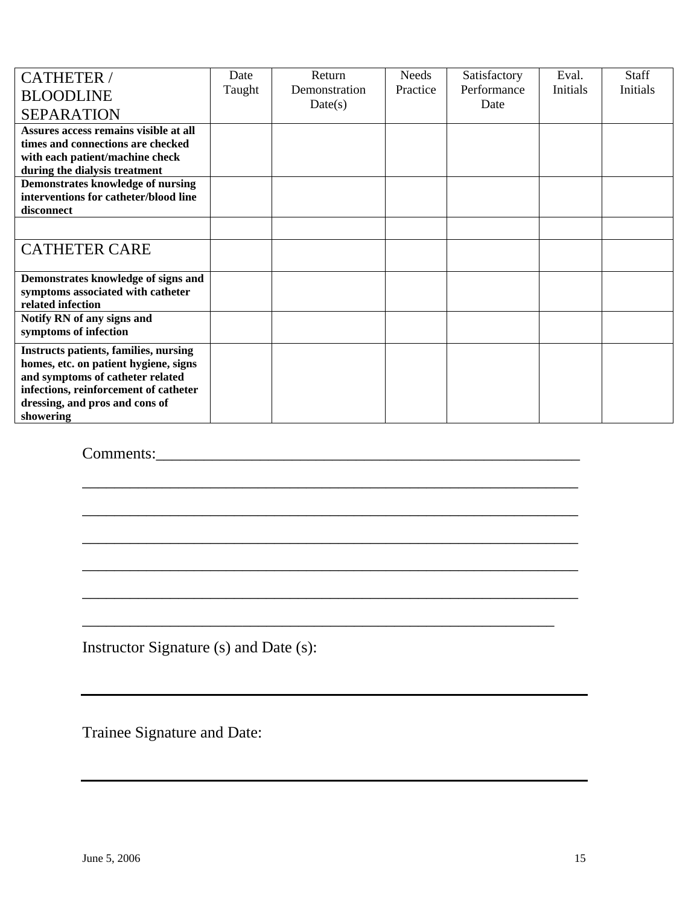| CATHETER / BLOODLINE SEPARATION | Date Taught | Return Demonstration Date(s) | Needs Practice | Satisfactory Performance Date | Eval. Initials | Staff Initials |
|---|---|---|---|---|---|---|
| **Assures access remains visible at all times and connections are checked with each patient/machine check during the dialysis treatment** | | | | | | |
| **Demonstrates knowledge of nursing interventions for catheter/blood line disconnect** | | | | | | |
| | | | | | | |
| CATHETER CARE | | | | | | |
| **Demonstrates knowledge of signs and symptoms associated with catheter related infection** | | | | | | |
| **Notify RN of any signs and symptoms of infection** | | | | | | |
| **Instructs patients, families, nursing homes, etc. on patient hygiene, signs and symptoms of catheter related infections, reinforcement of catheter dressing, and pros and cons of showering** | | | | | | |

Comments:______________________________________________________

_________________________________________________________________

_________________________________________________________________

_________________________________________________________________

_________________________________________________________________

_________________________________________________________________

______________________________________________________________

Instructor Signature (s) and Date (s):

_________________________________________________________________

Trainee Signature and Date:

_________________________________________________________________

June 5, 2006